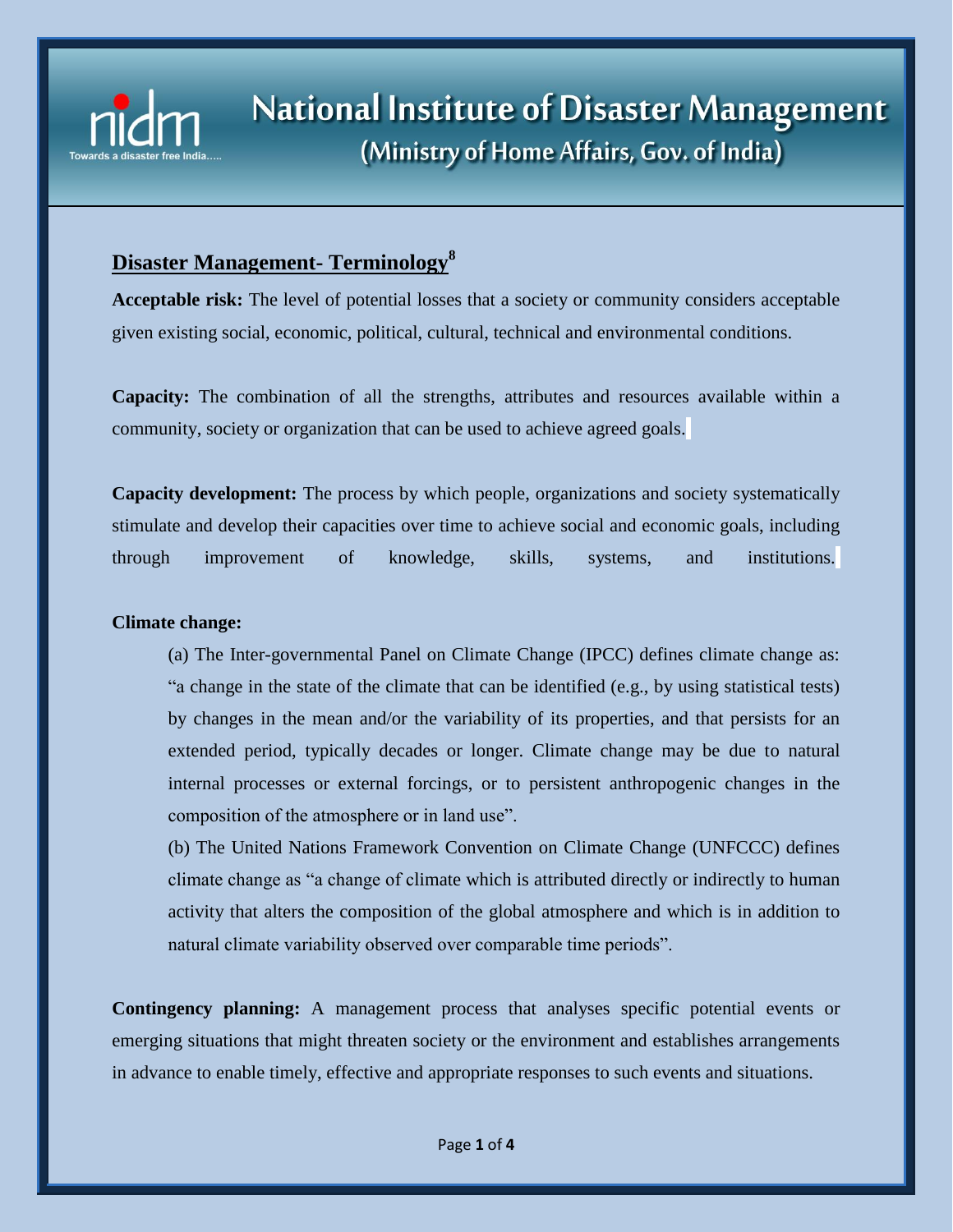# National Institute of Disaster Management

## (Ministry of Home Affairs, Gov. of India)

## Disaster Management- Terminology[8]

**Acceptable risk:** The level of potential losses that a society or community considers acceptable given existing social, economic, political, cultural, technical and environmental conditions.

**Capacity:** The combination of all the strengths, attributes and resources available within a community, society or organization that can be used to achieve agreed goals.

**Capacity development:** The process by which people, organizations and society systematically stimulate and develop their capacities over time to achieve social and economic goals, including through improvement of knowledge, skills, systems, and institutions.

**Climate change:**

(a) The Inter-governmental Panel on Climate Change (IPCC) defines climate change as: "a change in the state of the climate that can be identified (e.g., by using statistical tests) by changes in the mean and/or the variability of its properties, and that persists for an extended period, typically decades or longer. Climate change may be due to natural internal processes or external forcings, or to persistent anthropogenic changes in the composition of the atmosphere or in land use".

(b) The United Nations Framework Convention on Climate Change (UNFCCC) defines climate change as "a change of climate which is attributed directly or indirectly to human activity that alters the composition of the global atmosphere and which is in addition to natural climate variability observed over comparable time periods".

**Contingency planning:** A management process that analyses specific potential events or emerging situations that might threaten society or the environment and establishes arrangements in advance to enable timely, effective and appropriate responses to such events and situations.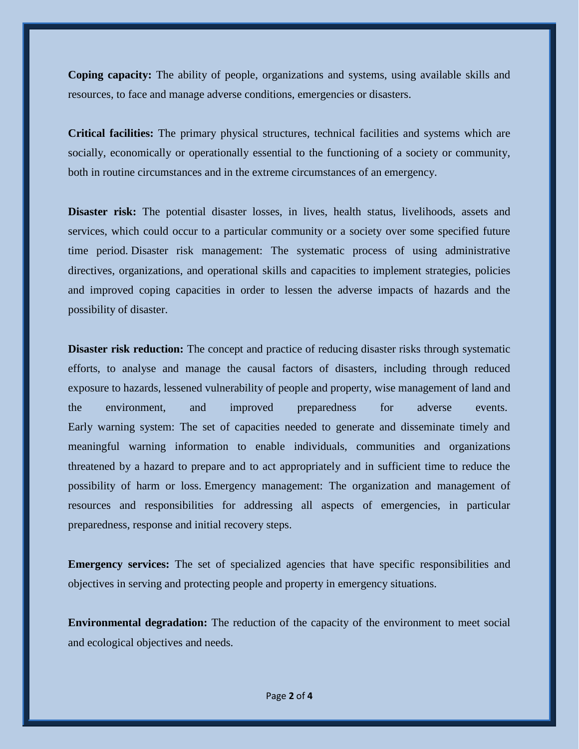**Coping capacity:** The ability of people, organizations and systems, using available skills and resources, to face and manage adverse conditions, emergencies or disasters.

**Critical facilities:** The primary physical structures, technical facilities and systems which are socially, economically or operationally essential to the functioning of a society or community, both in routine circumstances and in the extreme circumstances of an emergency.

**Disaster risk:** The potential disaster losses, in lives, health status, livelihoods, assets and services, which could occur to a particular community or a society over some specified future time period. Disaster risk management: The systematic process of using administrative directives, organizations, and operational skills and capacities to implement strategies, policies and improved coping capacities in order to lessen the adverse impacts of hazards and the possibility of disaster.

**Disaster risk reduction:** The concept and practice of reducing disaster risks through systematic efforts, to analyse and manage the causal factors of disasters, including through reduced exposure to hazards, lessened vulnerability of people and property, wise management of land and the environment, and improved preparedness for adverse events. Early warning system: The set of capacities needed to generate and disseminate timely and meaningful warning information to enable individuals, communities and organizations threatened by a hazard to prepare and to act appropriately and in sufficient time to reduce the possibility of harm or loss. Emergency management: The organization and management of resources and responsibilities for addressing all aspects of emergencies, in particular preparedness, response and initial recovery steps.

**Emergency services:** The set of specialized agencies that have specific responsibilities and objectives in serving and protecting people and property in emergency situations.

**Environmental degradation:** The reduction of the capacity of the environment to meet social and ecological objectives and needs.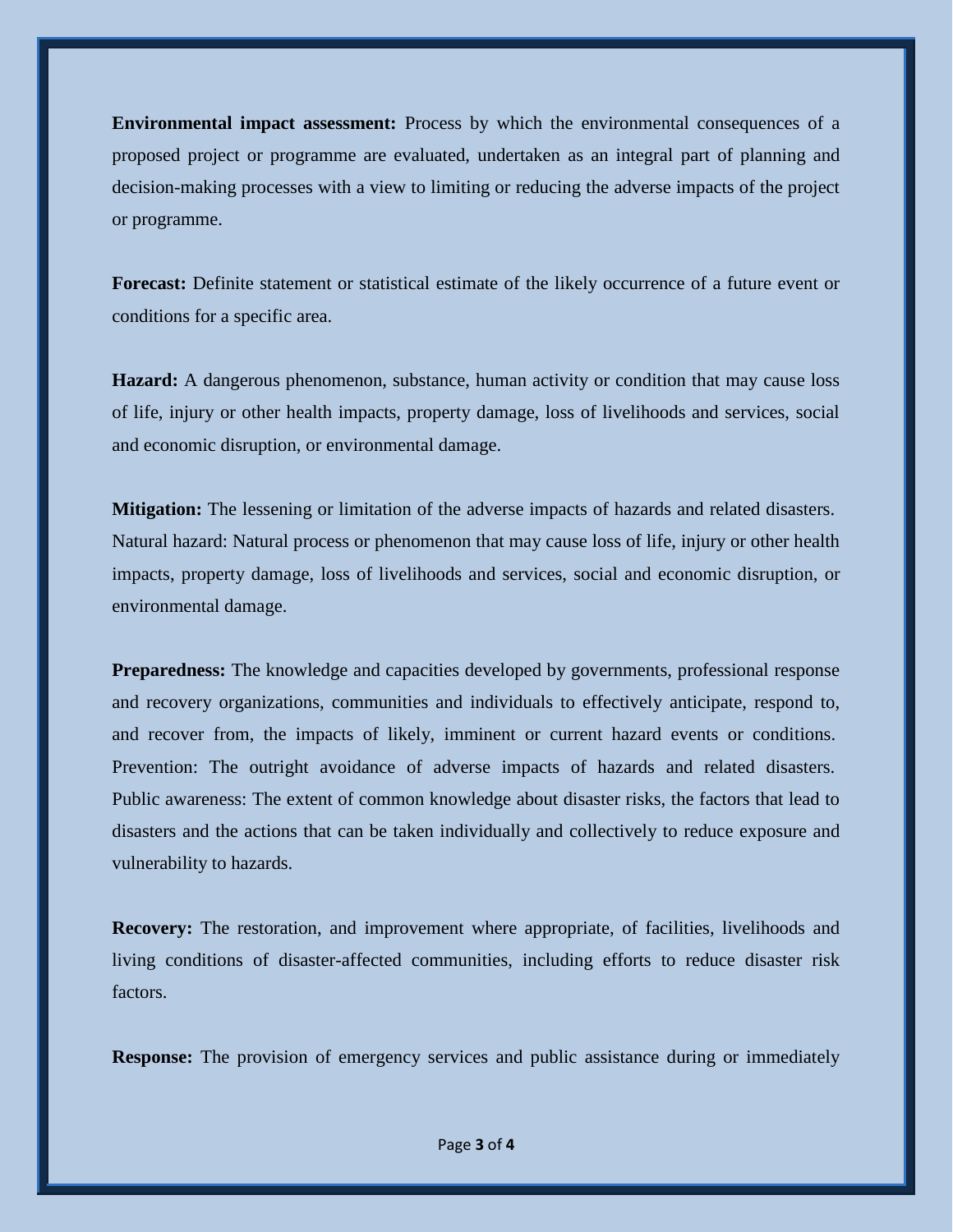**Environmental impact assessment:** Process by which the environmental consequences of a proposed project or programme are evaluated, undertaken as an integral part of planning and decision-making processes with a view to limiting or reducing the adverse impacts of the project or programme.

**Forecast:** Definite statement or statistical estimate of the likely occurrence of a future event or conditions for a specific area.

**Hazard:** A dangerous phenomenon, substance, human activity or condition that may cause loss of life, injury or other health impacts, property damage, loss of livelihoods and services, social and economic disruption, or environmental damage.

**Mitigation:** The lessening or limitation of the adverse impacts of hazards and related disasters. Natural hazard: Natural process or phenomenon that may cause loss of life, injury or other health impacts, property damage, loss of livelihoods and services, social and economic disruption, or environmental damage.

**Preparedness:** The knowledge and capacities developed by governments, professional response and recovery organizations, communities and individuals to effectively anticipate, respond to, and recover from, the impacts of likely, imminent or current hazard events or conditions. Prevention: The outright avoidance of adverse impacts of hazards and related disasters. Public awareness: The extent of common knowledge about disaster risks, the factors that lead to disasters and the actions that can be taken individually and collectively to reduce exposure and vulnerability to hazards.

**Recovery:** The restoration, and improvement where appropriate, of facilities, livelihoods and living conditions of disaster-affected communities, including efforts to reduce disaster risk factors.

**Response:** The provision of emergency services and public assistance during or immediately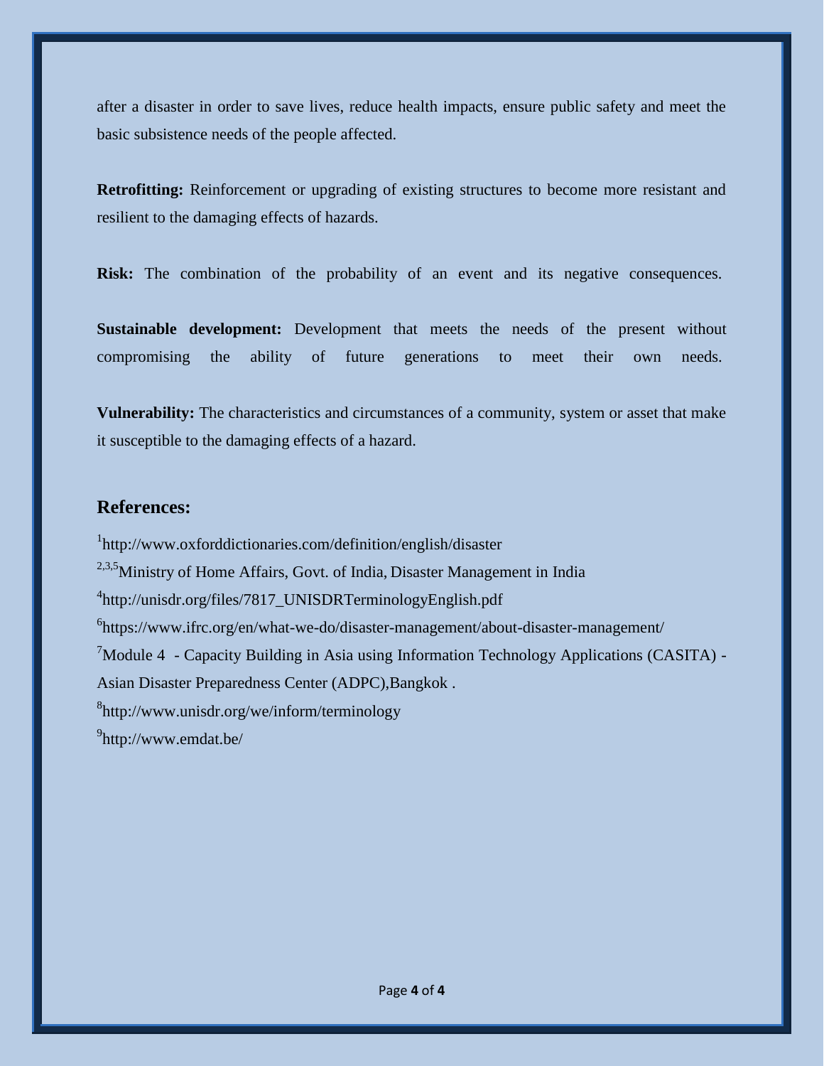after a disaster in order to save lives, reduce health impacts, ensure public safety and meet the basic subsistence needs of the people affected.

**Retrofitting:** Reinforcement or upgrading of existing structures to become more resistant and resilient to the damaging effects of hazards.

**Risk:** The combination of the probability of an event and its negative consequences.

**Sustainable development:** Development that meets the needs of the present without compromising the ability of future generations to meet their own needs.

**Vulnerability:** The characteristics and circumstances of a community, system or asset that make it susceptible to the damaging effects of a hazard.

## References:

[1]http://www.oxforddictionaries.com/definition/english/disaster

[2,3,5]Ministry of Home Affairs, Govt. of India, Disaster Management in India

[4]http://unisdr.org/files/7817_UNISDRTerminologyEnglish.pdf

[6]https://www.ifrc.org/en/what-we-do/disaster-management/about-disaster-management/

[7]Module 4 - Capacity Building in Asia using Information Technology Applications (CASITA) - Asian Disaster Preparedness Center (ADPC),Bangkok .

[8]http://www.unisdr.org/we/inform/terminology

[9]http://www.emdat.be/